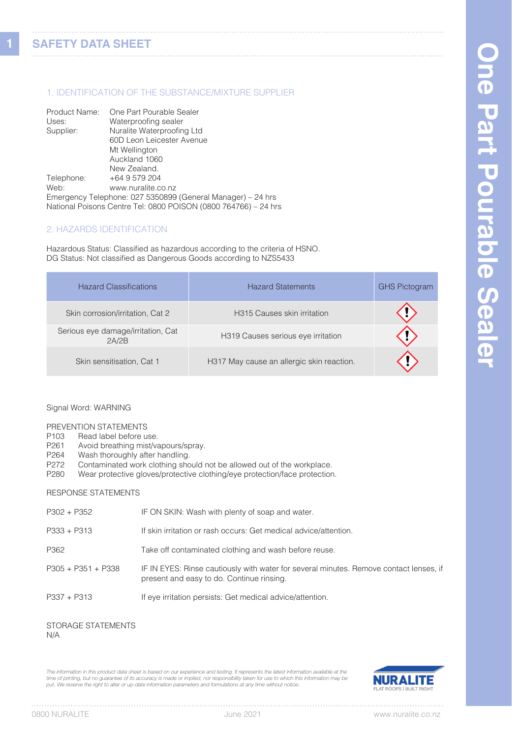# SAFETY DATA SHEET

## 1. IDENTIFICATION OF THE SUBSTANCE/MIXTURE SUPPLIER

Product Name: One Part Pourable Sealer
Uses: Waterproofing sealer
Supplier: Nuralite Waterproofing Ltd
60D Leon Leicester Avenue
Mt Wellington
Auckland 1060
New Zealand.
Telephone: +64 9 579 204
Web: www.nuralite.co.nz
Emergency Telephone: 027 5350899 (General Manager) – 24 hrs
National Poisons Centre Tel: 0800 POISON (0800 764766) – 24 hrs

## 2. HAZARDS IDENTIFICATION

Hazardous Status: Classified as hazardous according to the criteria of HSNO.
DG Status: Not classified as Dangerous Goods according to NZS5433

| Hazard Classifications | Hazard Statements | GHS Pictogram |
| --- | --- | --- |
| Skin corrosion/irritation, Cat 2 | H315 Causes skin irritation | ⚠ (exclamation mark) |
| Serious eye damage/irritation, Cat 2A/2B | H319 Causes serious eye irritation | ⚠ (exclamation mark) |
| Skin sensitisation, Cat 1 | H317 May cause an allergic skin reaction. | ⚠ (exclamation mark) |

Signal Word: WARNING

PREVENTION STATEMENTS

P103 Read label before use.
P261 Avoid breathing mist/vapours/spray.
P264 Wash thoroughly after handling.
P272 Contaminated work clothing should not be allowed out of the workplace.
P280 Wear protective gloves/protective clothing/eye protection/face protection.

RESPONSE STATEMENTS

P302 + P352 IF ON SKIN: Wash with plenty of soap and water.

P333 + P313 If skin irritation or rash occurs: Get medical advice/attention.

P362 Take off contaminated clothing and wash before reuse.

P305 + P351 + P338 IF IN EYES: Rinse cautiously with water for several minutes. Remove contact lenses, if present and easy to do. Continue rinsing.

P337 + P313 If eye irritation persists: Get medical advice/attention.

STORAGE STATEMENTS
N/A

*The information in this product data sheet is based on our experience and testing. It represents the latest information available at the time of printing, but no guarantee of its accuracy is made or implied, nor responsibility taken for use to which this information may be put. We reserve the right to alter or up-date information parameters and formulations at any time without notice.*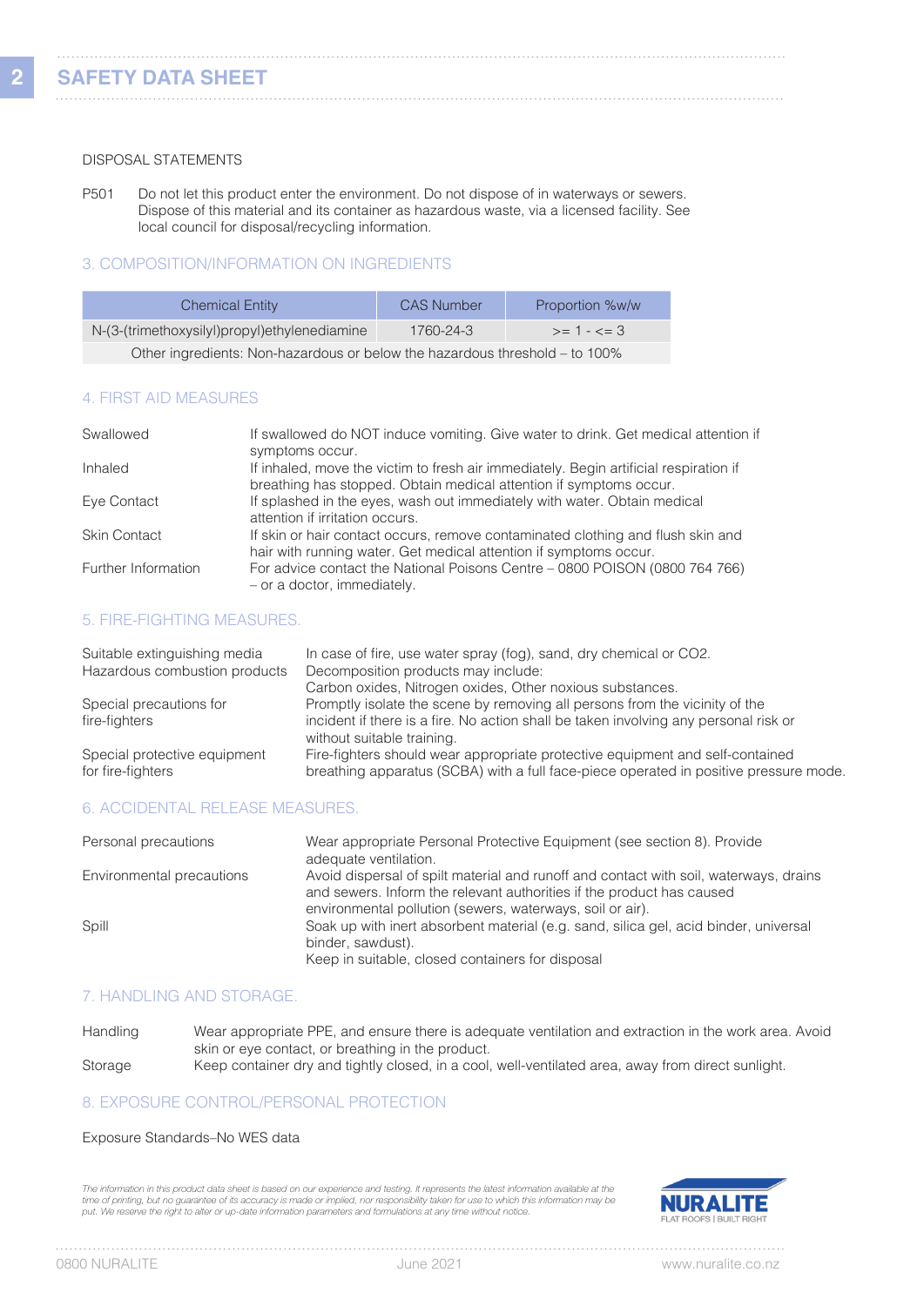DISPOSAL STATEMENTS

P501 Do not let this product enter the environment. Do not dispose of in waterways or sewers. Dispose of this material and its container as hazardous waste, via a licensed facility. See local council for disposal/recycling information.

## 3. COMPOSITION/INFORMATION ON INGREDIENTS

| Chemical Entity | CAS Number | Proportion %w/w |
|---|---|---|
| N-(3-(trimethoxysilyl)propyl)ethylenediamine | 1760-24-3 | >= 1 - <= 3 |
| Other ingredients: Non-hazardous or below the hazardous threshold – to 100% | | |

## 4. FIRST AID MEASURES

| | |
|---|---|
| Swallowed | If swallowed do NOT induce vomiting. Give water to drink. Get medical attention if symptoms occur. |
| Inhaled | If inhaled, move the victim to fresh air immediately. Begin artificial respiration if breathing has stopped. Obtain medical attention if symptoms occur. |
| Eye Contact | If splashed in the eyes, wash out immediately with water. Obtain medical attention if irritation occurs. |
| Skin Contact | If skin or hair contact occurs, remove contaminated clothing and flush skin and hair with running water. Get medical attention if symptoms occur. |
| Further Information | For advice contact the National Poisons Centre – 0800 POISON (0800 764 766) – or a doctor, immediately. |

## 5. FIRE-FIGHTING MEASURES.

| | |
|---|---|
| Suitable extinguishing media | In case of fire, use water spray (fog), sand, dry chemical or $CO_2$. |
| Hazardous combustion products | Decomposition products may include: Carbon oxides, Nitrogen oxides, Other noxious substances. |
| Special precautions for fire-fighters | Promptly isolate the scene by removing all persons from the vicinity of the incident if there is a fire. No action shall be taken involving any personal risk or without suitable training. |
| Special protective equipment for fire-fighters | Fire-fighters should wear appropriate protective equipment and self-contained breathing apparatus (SCBA) with a full face-piece operated in positive pressure mode. |

## 6. ACCIDENTAL RELEASE MEASURES.

| | |
|---|---|
| Personal precautions | Wear appropriate Personal Protective Equipment (see section 8). Provide adequate ventilation. |
| Environmental precautions | Avoid dispersal of spilt material and runoff and contact with soil, waterways, drains and sewers. Inform the relevant authorities if the product has caused environmental pollution (sewers, waterways, soil or air). |
| Spill | Soak up with inert absorbent material (e.g. sand, silica gel, acid binder, universal binder, sawdust). Keep in suitable, closed containers for disposal |

## 7. HANDLING AND STORAGE.

| | |
|---|---|
| Handling | Wear appropriate PPE, and ensure there is adequate ventilation and extraction in the work area. Avoid skin or eye contact, or breathing in the product. |
| Storage | Keep container dry and tightly closed, in a cool, well-ventilated area, away from direct sunlight. |

## 8. EXPOSURE CONTROL/PERSONAL PROTECTION

Exposure Standards–No WES data

*The information in this product data sheet is based on our experience and testing. It represents the latest information available at the time of printing, but no guarantee of its accuracy is made or implied, nor responsibility taken for use to which this information may be put. We reserve the right to alter or up-date information parameters and formulations at any time without notice.*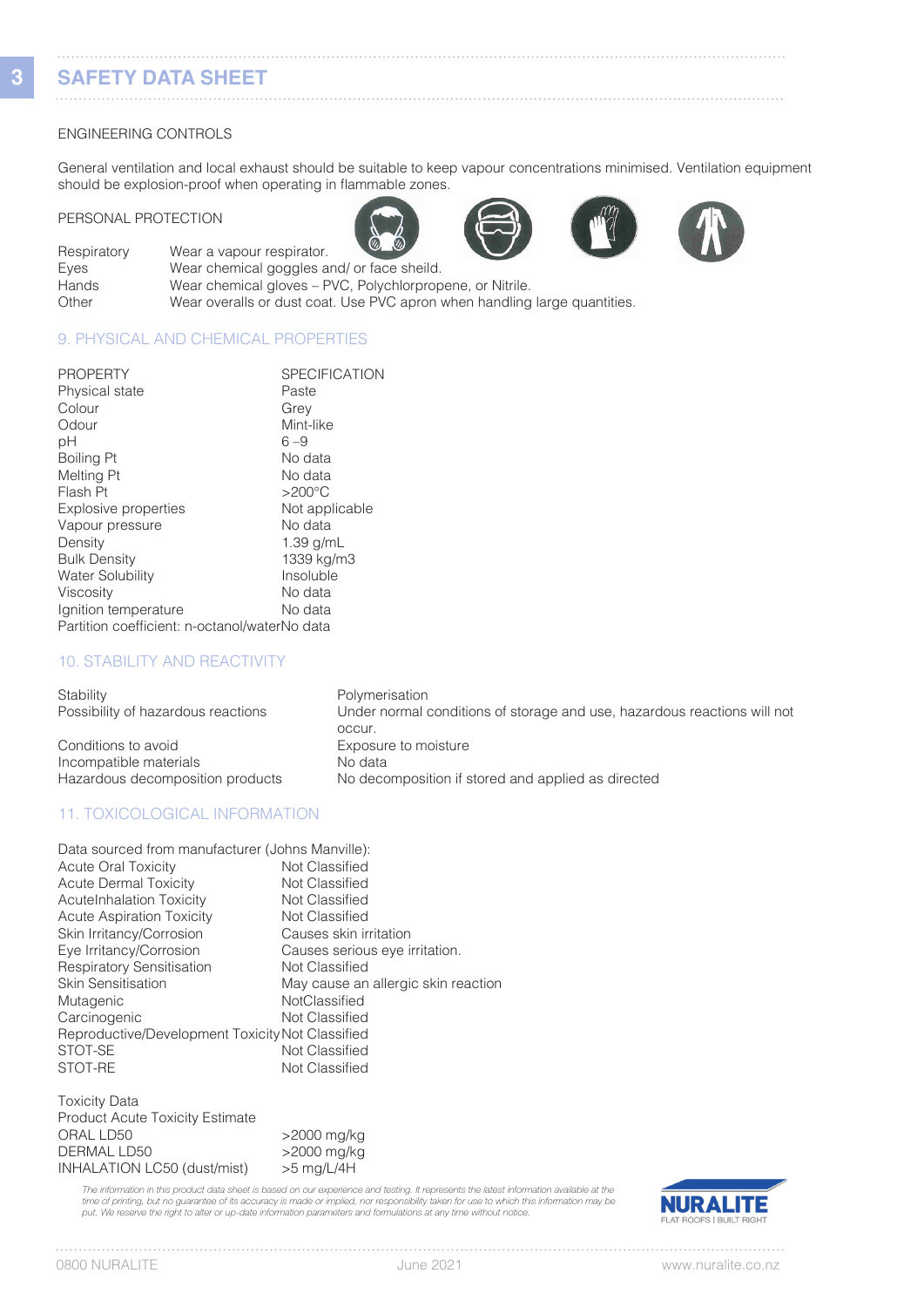## SAFETY DATA SHEET

ENGINEERING CONTROLS

General ventilation and local exhaust should be suitable to keep vapour concentrations minimised. Ventilation equipment should be explosion-proof when operating in flammable zones.

PERSONAL PROTECTION

| | |
|---|---|
| Respiratory | Wear a vapour respirator. |
| Eyes | Wear chemical goggles and/ or face sheild. |
| Hands | Wear chemical gloves – PVC, Polychlorpropene, or Nitrile. |
| Other | Wear overalls or dust coat. Use PVC apron when handling large quantities. |

### 9. PHYSICAL AND CHEMICAL PROPERTIES

| PROPERTY | SPECIFICATION |
|---|---|
| Physical state | Paste |
| Colour | Grey |
| Odour | Mint-like |
| pH | 6 –9 |
| Boiling Pt | No data |
| Melting Pt | No data |
| Flash Pt | >200°C |
| Explosive properties | Not applicable |
| Vapour pressure | No data |
| Density | 1.39 g/mL |
| Bulk Density | 1339 kg/m3 |
| Water Solubility | Insoluble |
| Viscosity | No data |
| Ignition temperature | No data |
| Partition coefficient: n-octanol/water | No data |

### 10. STABILITY AND REACTIVITY

| | |
|---|---|
| Stability | Polymerisation |
| Possibility of hazardous reactions | Under normal conditions of storage and use, hazardous reactions will not occur. |
| Conditions to avoid | Exposure to moisture |
| Incompatible materials | No data |
| Hazardous decomposition products | No decomposition if stored and applied as directed |

### 11. TOXICOLOGICAL INFORMATION

Data sourced from manufacturer (Johns Manville):

| | |
|---|---|
| Acute Oral Toxicity | Not Classified |
| Acute Dermal Toxicity | Not Classified |
| AcuteInhalation Toxicity | Not Classified |
| Acute Aspiration Toxicity | Not Classified |
| Skin Irritancy/Corrosion | Causes skin irritation |
| Eye Irritancy/Corrosion | Causes serious eye irritation. |
| Respiratory Sensitisation | Not Classified |
| Skin Sensitisation | May cause an allergic skin reaction |
| Mutagenic | NotClassified |
| Carcinogenic | Not Classified |
| Reproductive/Development Toxicity | Not Classified |
| STOT-SE | Not Classified |
| STOT-RE | Not Classified |

Toxicity Data

Product Acute Toxicity Estimate

| | |
|---|---|
| ORAL LD50 | >2000 mg/kg |
| DERMAL LD50 | >2000 mg/kg |
| INHALATION LC50 (dust/mist) | >5 mg/L/4H |

*The information in this product data sheet is based on our experience and testing. It represents the latest information available at the time of printing, but no guarantee of its accuracy is made or implied, nor responsibility taken for use to which this information may be put. We reserve the right to alter or up-date information parameters and formulations at any time without notice.*

NURALITE FLAT ROOFS | BUILT RIGHT

0800 NURALITE    June 2021    www.nuralite.co.nz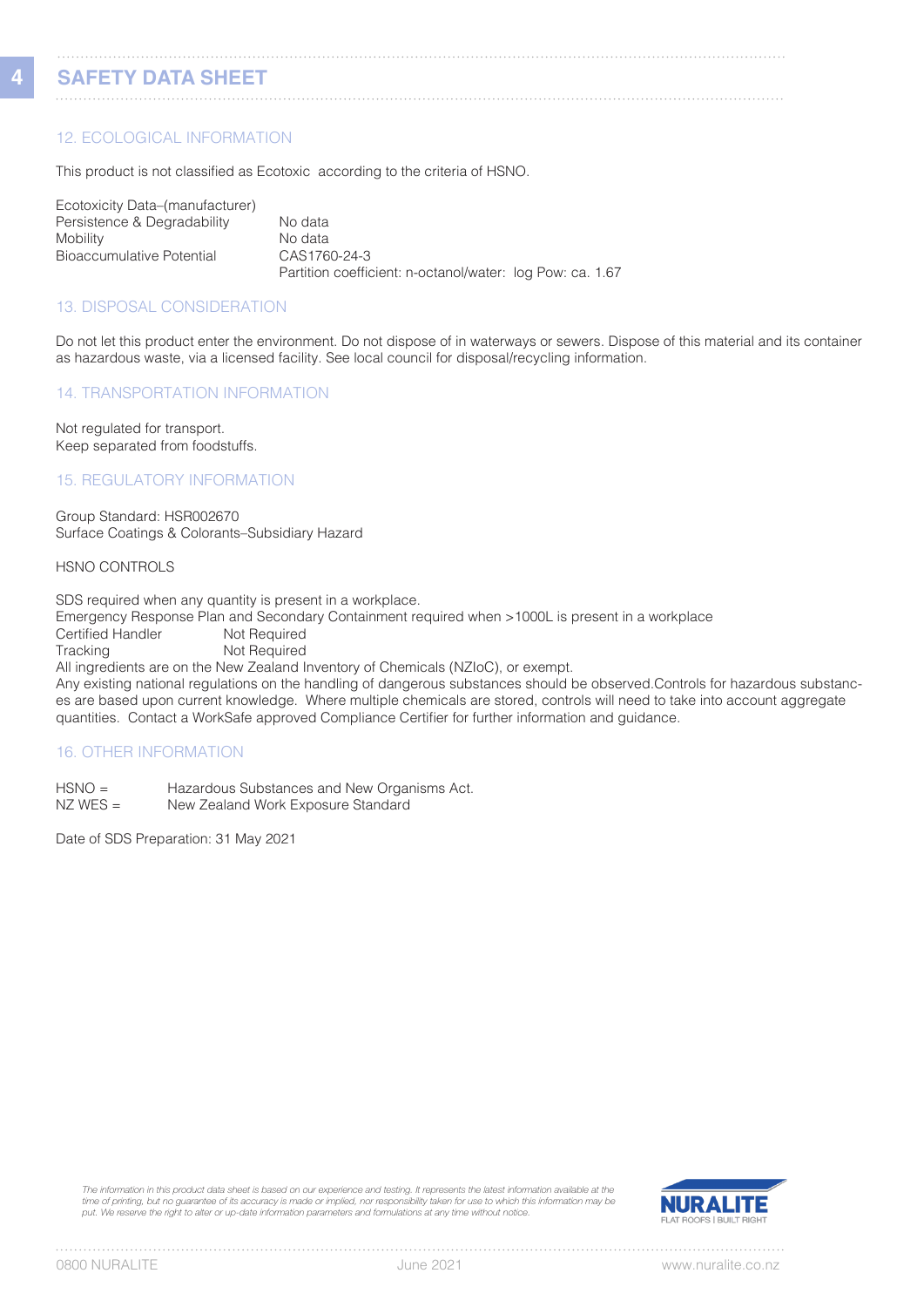## 12. ECOLOGICAL INFORMATION

This product is not classified as Ecotoxic according to the criteria of HSNO.

| | |
|---|---|
| Ecotoxicity Data–(manufacturer) | |
| Persistence & Degradability | No data |
| Mobility | No data |
| Bioaccumulative Potential | CAS1760-24-3<br>Partition coefficient: n-octanol/water: log Pow: ca. 1.67 |

## 13. DISPOSAL CONSIDERATION

Do not let this product enter the environment. Do not dispose of in waterways or sewers. Dispose of this material and its container as hazardous waste, via a licensed facility. See local council for disposal/recycling information.

## 14. TRANSPORTATION INFORMATION

Not regulated for transport.
Keep separated from foodstuffs.

## 15. REGULATORY INFORMATION

Group Standard: HSR002670
Surface Coatings & Colorants–Subsidiary Hazard

HSNO CONTROLS

SDS required when any quantity is present in a workplace.
Emergency Response Plan and Secondary Containment required when >1000L is present in a workplace

| | |
|---|---|
| Certified Handler | Not Required |
| Tracking | Not Required |

All ingredients are on the New Zealand Inventory of Chemicals (NZIoC), or exempt.
Any existing national regulations on the handling of dangerous substances should be observed.Controls for hazardous substances are based upon current knowledge. Where multiple chemicals are stored, controls will need to take into account aggregate quantities. Contact a WorkSafe approved Compliance Certifier for further information and guidance.

## 16. OTHER INFORMATION

| | |
|---|---|
| HSNO = | Hazardous Substances and New Organisms Act. |
| NZ WES = | New Zealand Work Exposure Standard |

Date of SDS Preparation: 31 May 2021

*The information in this product data sheet is based on our experience and testing. It represents the latest information available at the time of printing, but no guarantee of its accuracy is made or implied, nor responsibility taken for use to which this information may be put. We reserve the right to alter or up-date information parameters and formulations at any time without notice.*

NURALITE
FLAT ROOFS | BUILT RIGHT